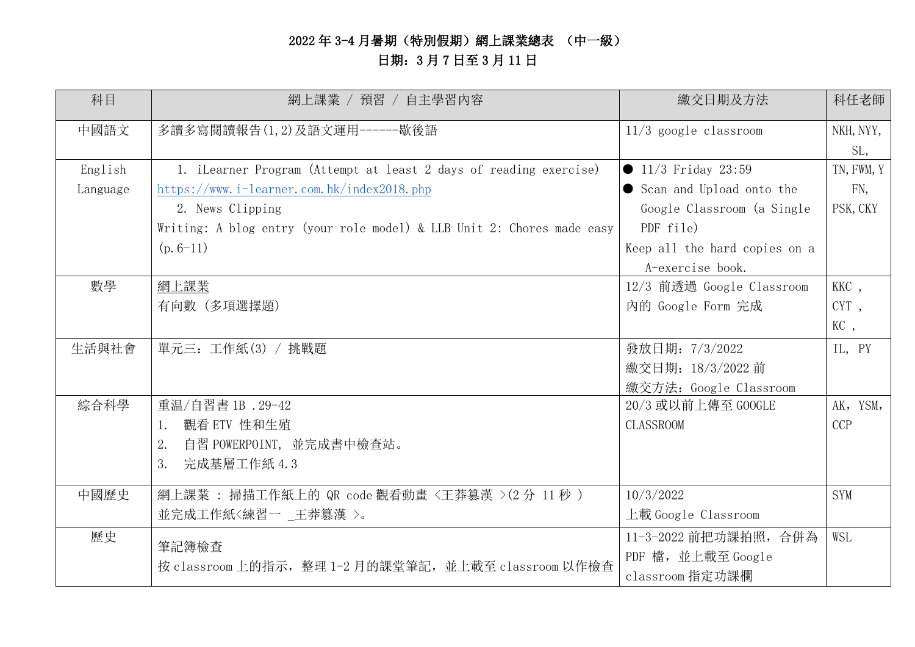# 2022 年 3-4 月暑期（特別假期）網上課業總表 （中一級）

## 日期：3 月 7 日至 3 月 11 日

| 科目 | 網上課業 / 預習 / 自主學習內容 | 繳交日期及方法 | 科任老師 |
|---|---|---|---|
| 中國語文 | 多讀多寫閱讀報告(1,2)及語文運用------歇後語 | 11/3 google classroom | NKH,NYY,SL, |
| English Language | 1. iLearner Program (Attempt at least 2 days of reading exercise) https://www.i-learner.com.hk/index2018.php<br>2. News Clipping<br>Writing: A blog entry (your role model) & LLB Unit 2: Chores made easy (p.6-11) | ● 11/3 Friday 23:59<br>● Scan and Upload onto the Google Classroom (a Single PDF file)<br>Keep all the hard copies on a A-exercise book. | TN,FWM,YFN,PSK,CKY |
| 數學 | 網上課業<br>有向數 (多項選擇題) | 12/3 前透過 Google Classroom 內的 Google Form 完成 | KKC ,<br>CYT ,<br>KC , |
| 生活與社會 | 單元三：工作紙(3) / 挑戰題 | 發放日期：7/3/2022<br>繳交日期：18/3/2022 前<br>繳交方法：Google Classroom | IL, PY |
| 綜合科學 | 重溫/自習書 1B .29-42<br>1. 觀看 ETV 性和生殖<br>2. 自習 POWERPOINT, 並完成書中檢查站。<br>3. 完成基層工作紙 4.3 | 20/3 或以前上傳至 GOOGLE CLASSROOM | AK，YSM，CCP |
| 中國歷史 | 網上課業 : 掃描工作紙上的 QR code 觀看動畫 <王莽篡漢 >(2 分 11 秒 )並完成工作紙<練習一 _王莽篡漢 >。 | 10/3/2022<br>上載 Google Classroom | SYM |
| 歷史 | 筆記簿檢查<br>按 classroom 上的指示，整理 1-2 月的課堂筆記，並上載至 classroom 以作檢查 | 11-3-2022 前把功課拍照，合併為 PDF 檔，並上載至 Google classroom 指定功課欄 | WSL |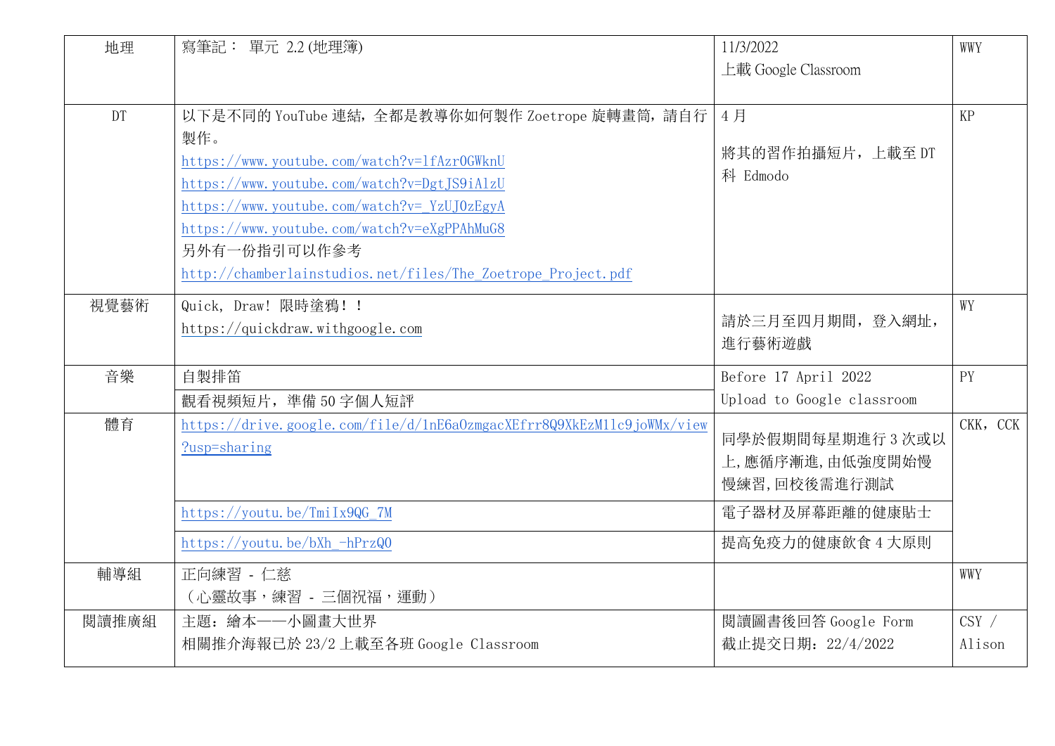| 地理 | 寫筆記： 單元 2.2 (地理簿) | 11/3/2022<br>上載 Google Classroom | WWY |
|---|---|---|---|
| DT | 以下是不同的 YouTube 連結，全都是教導你如何製作 Zoetrope 旋轉畫筒，請自行製作。<br>https://www.youtube.com/watch?v=1fAzrOGWknU<br>https://www.youtube.com/watch?v=DgtJS9iAlzU<br>https://www.youtube.com/watch?v=_YzUJOzEgyA<br>https://www.youtube.com/watch?v=eXgPPAhMuG8<br>另外有一份指引可以作參考<br>http://chamberlainstudios.net/files/The_Zoetrope_Project.pdf | 4 月<br><br>將其的習作拍攝短片，上載至 DT 科 Edmodo | KP |
| 視覺藝術 | Quick, Draw! 限時塗鴉！！<br>https://quickdraw.withgoogle.com | 請於三月至四月期間，登入網址，進行藝術遊戲 | WY |
| 音樂 | 自製排笛 | Before 17 April 2022<br>Upload to Google classroom | PY |
| | 觀看視頻短片，準備 50 字個人短評 | | |
| 體育 | https://drive.google.com/file/d/1nE6aOzmgacXEfrr8Q9XkEzM11c9joWMx/view?usp=sharing | 同學於假期間每星期進行 3 次或以上,應循序漸進,由低強度開始慢慢練習,回校後需進行測試 | CKK，CCK |
| | https://youtu.be/TmiIx9QG_7M | 電子器材及屏幕距離的健康貼士 | |
| | https://youtu.be/bXh_-hPrzQ0 | 提高免疫力的健康飲食 4 大原則 | |
| 輔導組 | 正向練習 - 仁慈<br>（心靈故事，練習 - 三個祝福，運動） | | WWY |
| 閱讀推廣組 | 主題：繪本——小圖畫大世界<br>相關推介海報已於 23/2 上載至各班 Google Classroom | 閱讀圖書後回答 Google Form<br>截止提交日期：22/4/2022 | CSY / Alison |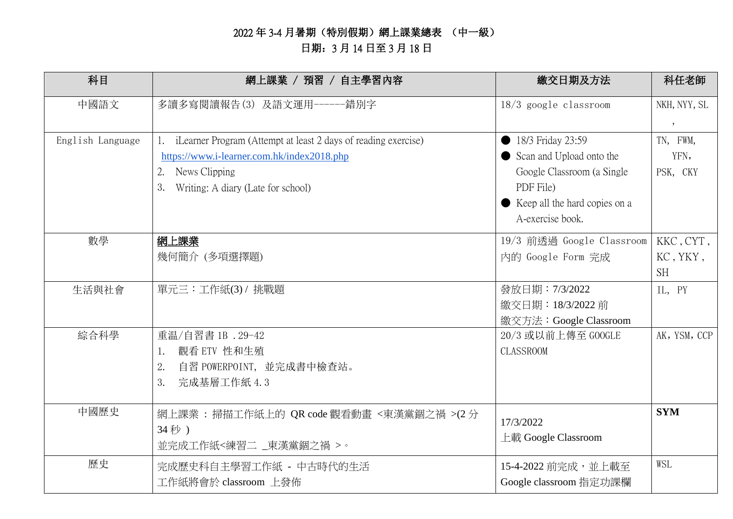# 2022 年 3-4 月暑期（特別假期）網上課業總表 （中一級）

## 日期：3 月 14 日至 3 月 18 日

| 科目 | 網上課業 / 預習 / 自主學習內容 | 繳交日期及方法 | 科任老師 |
|---|---|---|---|
| 中國語文 | 多讀多寫閱讀報告(3) 及語文運用------錯別字 | 18/3 google classroom | NKH, NYY, SL ， |
| English Language | 1. iLearner Program (Attempt at least 2 days of reading exercise) https://www.i-learner.com.hk/index2018.php<br>2. News Clipping<br>3. Writing: A diary (Late for school) | ● 18/3 Friday 23:59<br>● Scan and Upload onto the Google Classroom (a Single PDF File)<br>● Keep all the hard copies on a A-exercise book. | TN, FWM, YFN, PSK, CKY |
| 數學 | **網上課業**<br>幾何簡介 (多項選擇題) | 19/3 前透過 Google Classroom 內的 Google Form 完成 | KKC , CYT , KC , YKY , SH |
| 生活與社會 | 單元三：工作紙(3) / 挑戰題 | 發放日期：7/3/2022<br>繳交日期：18/3/2022 前<br>繳交方法：Google Classroom | IL, PY |
| 綜合科學 | 重溫/自習書 1B . 29-42<br>1. 觀看 ETV 性和生殖<br>2. 自習 POWERPOINT, 並完成書中檢查站。<br>3. 完成基層工作紙 4.3 | 20/3 或以前上傳至 GOOGLE CLASSROOM | AK，YSM，CCP |
| 中國歷史 | 網上課業 ：掃描工作紙上的 QR code 觀看動畫 <東漢黨錮之禍 >(2 分 34 秒 )<br>並完成工作紙<練習二 _東漢黨錮之禍 >。 | 17/3/2022<br>上載 Google Classroom | **SYM** |
| 歷史 | 完成歷史科自主學習工作紙 - 中古時代的生活<br>工作紙將會於 classroom 上發佈 | 15-4-2022 前完成，並上載至 Google classroom 指定功課欄 | WSL |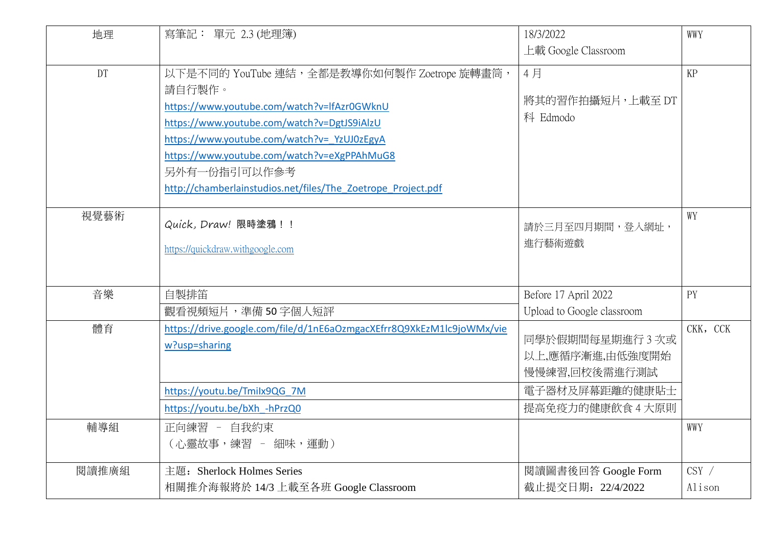| 地理 | 寫筆記： 單元 2.3 (地理簿) | 18/3/2022<br>上載 Google Classroom | WWY |
|---|---|---|---|
| DT | 以下是不同的 YouTube 連結，全都是教導你如何製作 Zoetrope 旋轉畫筒，請自行製作。<br>https://www.youtube.com/watch?v=lfAzr0GWknU<br>https://www.youtube.com/watch?v=DgtJS9iAlzU<br>https://www.youtube.com/watch?v=_YzUJ0zEgyA<br>https://www.youtube.com/watch?v=eXgPPAhMuG8<br>另外有一份指引可以作參考<br>http://chamberlainstudios.net/files/The_Zoetrope_Project.pdf | 4 月<br>將其的習作拍攝短片，上載至 DT 科 Edmodo | KP |
| 視覺藝術 | *Quick, Draw!* **限時塗鴉！！**<br>https://quickdraw.withgoogle.com | 請於三月至四月期間，登入網址，進行藝術遊戲 | WY |
| 音樂 | 自製排笛 | Before 17 April 2022<br>Upload to Google classroom | PY |
| | 觀看視頻短片，準備 50 字個人短評 | | |
| 體育 | https://drive.google.com/file/d/1nE6aOzmgacXEfrr8Q9XkEzM1lc9joWMx/view?usp=sharing | 同學於假期間每星期進行 3 次或以上,應循序漸進,由低強度開始慢慢練習,回校後需進行測試 | CKK，CCK |
| | https://youtu.be/TmiIx9QG_7M | 電子器材及屏幕距離的健康貼士 | |
| | https://youtu.be/bXh_-hPrzQ0 | 提高免疫力的健康飲食 4 大原則 | |
| 輔導組 | 正向練習 – 自我約束<br>（心靈故事，練習 – 細味，運動） | | WWY |
| 閱讀推廣組 | 主題：Sherlock Holmes Series<br>相關推介海報將於 14/3 上載至各班 Google Classroom | 閱讀圖書後回答 Google Form<br>截止提交日期：22/4/2022 | CSY / Alison |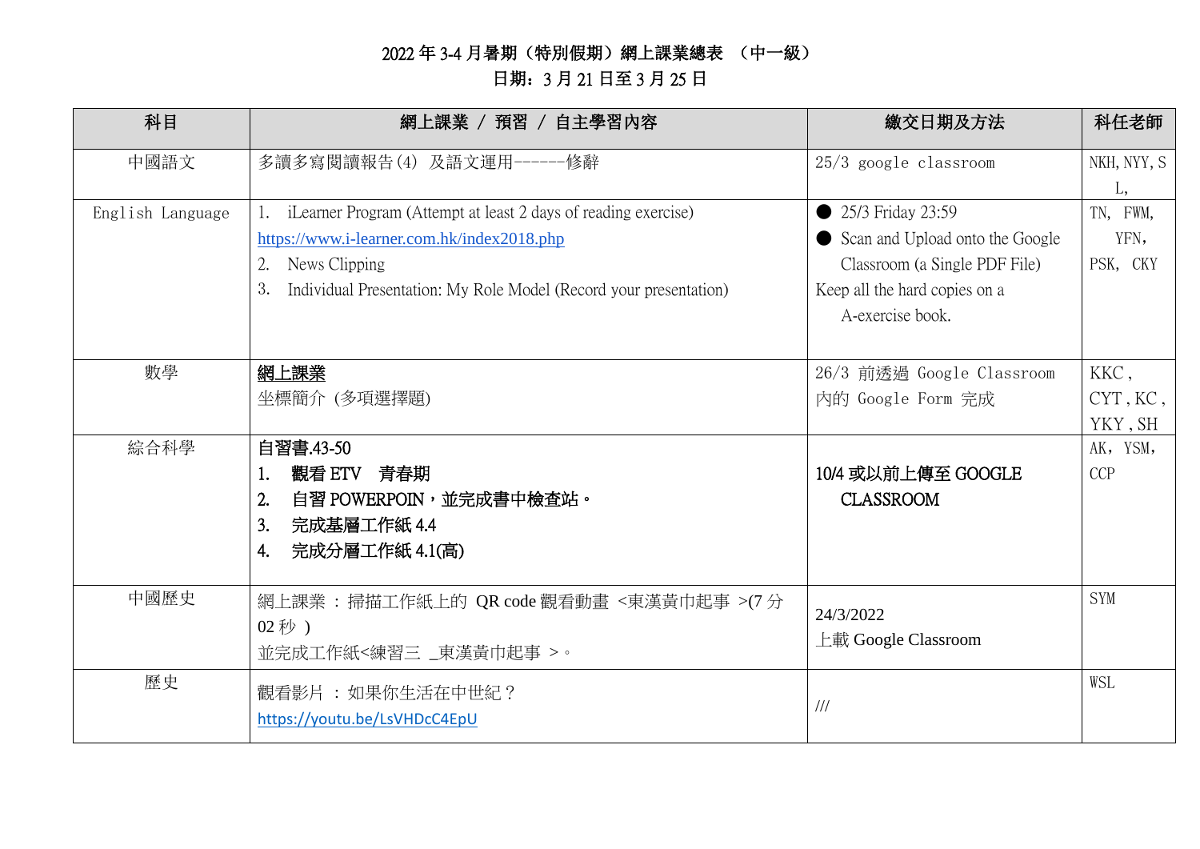# 2022 年 3-4 月暑期（特別假期）網上課業總表 （中一級）

## 日期：3 月 21 日至 3 月 25 日

| 科目 | 網上課業 / 預習 / 自主學習內容 | 繳交日期及方法 | 科任老師 |
|---|---|---|---|
| 中國語文 | 多讀多寫閱讀報告(4) 及語文運用-------修辭 | 25/3 google classroom | NKH, NYY, SL, |
| English Language | 1. iLearner Program (Attempt at least 2 days of reading exercise)<br>https://www.i-learner.com.hk/index2018.php<br>2. News Clipping<br>3. Individual Presentation: My Role Model (Record your presentation) | ● 25/3 Friday 23:59<br>● Scan and Upload onto the Google Classroom (a Single PDF File)<br>Keep all the hard copies on a A-exercise book. | TN, FWM, YFN, PSK, CKY |
| 數學 | **網上課業**<br>坐標簡介 (多項選擇題) | 26/3 前透過 Google Classroom 內的 Google Form 完成 | KKC , CYT , KC , YKY , SH |
| 綜合科學 | **自習書.43-50**<br>**1. 觀看 ETV 青春期**<br>**2. 自習 POWERPOIN，並完成書中檢查站。**<br>**3. 完成基層工作紙 4.4**<br>**4. 完成分層工作紙 4.1(高)** | **10/4 或以前上傳至 GOOGLE CLASSROOM** | AK, YSM, CCP |
| 中國歷史 | 網上課業 ：掃描工作紙上的 QR code 觀看動畫 <東漢黃巾起事 >(7 分 02 秒 )<br>並完成工作紙<練習三 _東漢黃巾起事 >。 | 24/3/2022<br>上載 Google Classroom | SYM |
| 歷史 | 觀看影片 ：如果你生活在中世紀？<br>https://youtu.be/LsVHDcC4EpU | /// | WSL |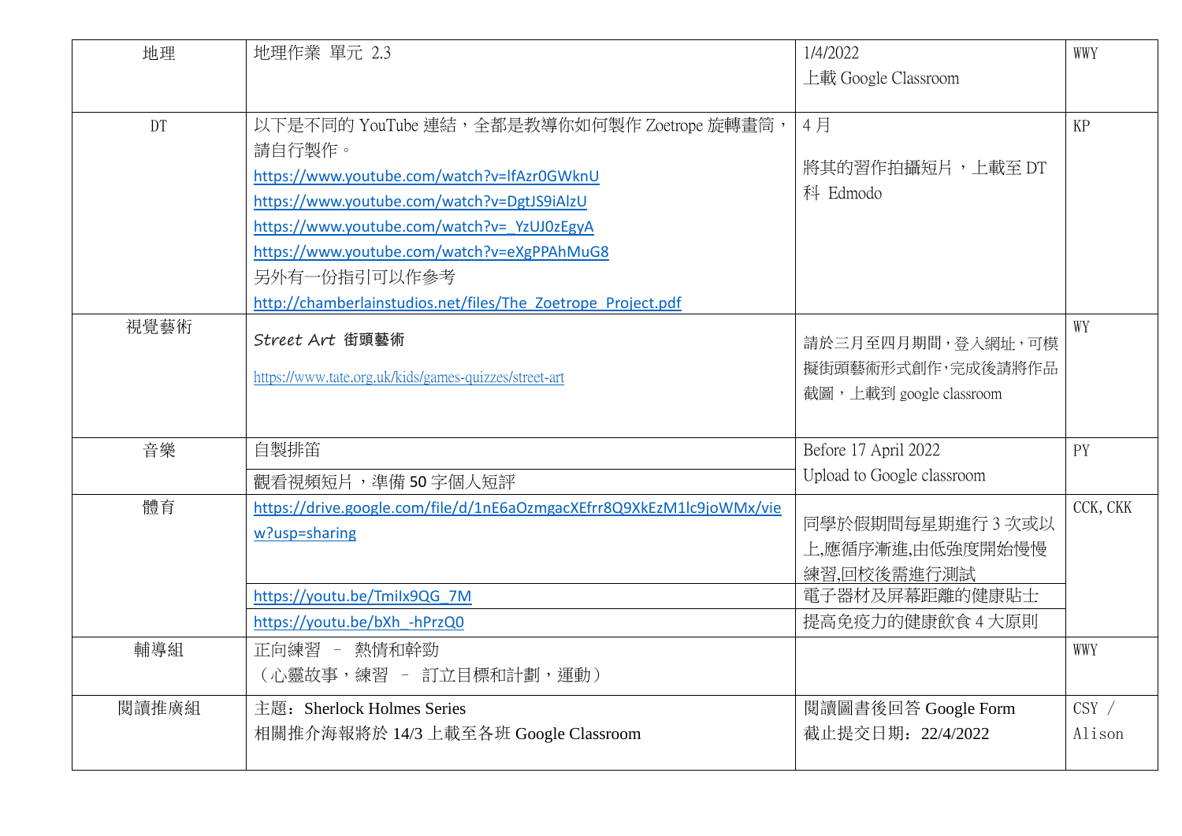| 地理 | 地理作業 單元 2.3 | 1/4/2022<br>上載 Google Classroom | WWY |
|---|---|---|---|
| DT | 以下是不同的 YouTube 連結，全都是教導你如何製作 Zoetrope 旋轉畫筒，請自行製作。<br>https://www.youtube.com/watch?v=lfAzr0GWknU<br>https://www.youtube.com/watch?v=DgtJS9iAlzU<br>https://www.youtube.com/watch?v=_YzUJ0zEgyA<br>https://www.youtube.com/watch?v=eXgPPAhMuG8<br>另外有一份指引可以作參考<br>http://chamberlainstudios.net/files/The_Zoetrope_Project.pdf | 4 月<br>將其的習作拍攝短片，上載至 DT 科 Edmodo | KP |
| 視覺藝術 | **Street Art 街頭藝術**<br>https://www.tate.org.uk/kids/games-quizzes/street-art | 請於三月至四月期間，登入網址，可模擬街頭藝術形式創作，完成後請將作品截圖，上載到 google classroom | WY |
| 音樂 | 自製排笛<br>觀看視頻短片，準備 50 字個人短評 | Before 17 April 2022<br>Upload to Google classroom | PY |
| 體育 | https://drive.google.com/file/d/1nE6aOzmgacXEfrr8Q9XkEzM1lc9joWMx/view?usp=sharing | 同學於假期間每星期進行 3 次或以上,應循序漸進,由低強度開始慢慢練習,回校後需進行測試 | CCK, CKK |
| | https://youtu.be/TmiIx9QG_7M | 電子器材及屏幕距離的健康貼士 | |
| | https://youtu.be/bXh_-hPrzQ0 | 提高免疫力的健康飲食 4 大原則 | |
| 輔導組 | 正向練習 – 熱情和幹勁<br>（心靈故事，練習 – 訂立目標和計劃，運動） | | WWY |
| 閱讀推廣組 | 主題：Sherlock Holmes Series<br>相關推介海報將於 14/3 上載至各班 Google Classroom | 閱讀圖書後回答 Google Form<br>截止提交日期：22/4/2022 | CSY / Alison |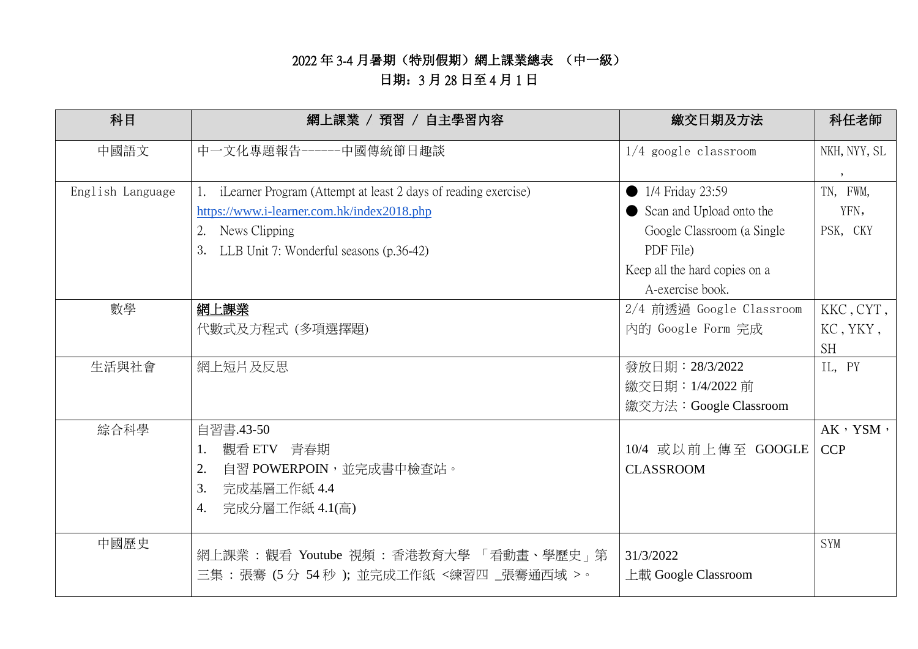# 2022 年 3-4 月暑期（特別假期）網上課業總表 （中一級）

## 日期：3 月 28 日至 4 月 1 日

| 科目 | 網上課業 / 預習 / 自主學習內容 | 繳交日期及方法 | 科任老師 |
|---|---|---|---|
| 中國語文 | 中一文化專題報告------中國傳統節日趣談 | 1/4 google classroom | NKH, NYY, SL ， |
| English Language | 1. iLearner Program (Attempt at least 2 days of reading exercise) https://www.i-learner.com.hk/index2018.php<br>2. News Clipping<br>3. LLB Unit 7: Wonderful seasons (p.36-42) | ● 1/4 Friday 23:59<br>● Scan and Upload onto the Google Classroom (a Single PDF File)<br>Keep all the hard copies on a A-exercise book. | TN, FWM, YFN, PSK, CKY |
| 數學 | **網上課業**<br>代數式及方程式 (多項選擇題) | 2/4 前透過 Google Classroom 內的 Google Form 完成 | KKC , CYT , KC , YKY , SH |
| 生活與社會 | 網上短片及反思 | 發放日期：28/3/2022<br>繳交日期：1/4/2022 前<br>繳交方法：Google Classroom | IL, PY |
| 綜合科學 | 自習書.43-50<br>1. 觀看 ETV 青春期<br>2. 自習 POWERPOIN，並完成書中檢查站。<br>3. 完成基層工作紙 4.4<br>4. 完成分層工作紙 4.1(高) | 10/4 或以前上傳至 GOOGLE CLASSROOM | AK，YSM，CCP |
| 中國歷史 | 網上課業：觀看 Youtube 視頻：香港教育大學 「看動畫、學歷史」第三集：張騫 (5 分 54 秒 ); 並完成工作紙 <練習四 _張騫通西域 >。 | 31/3/2022<br>上載 Google Classroom | SYM |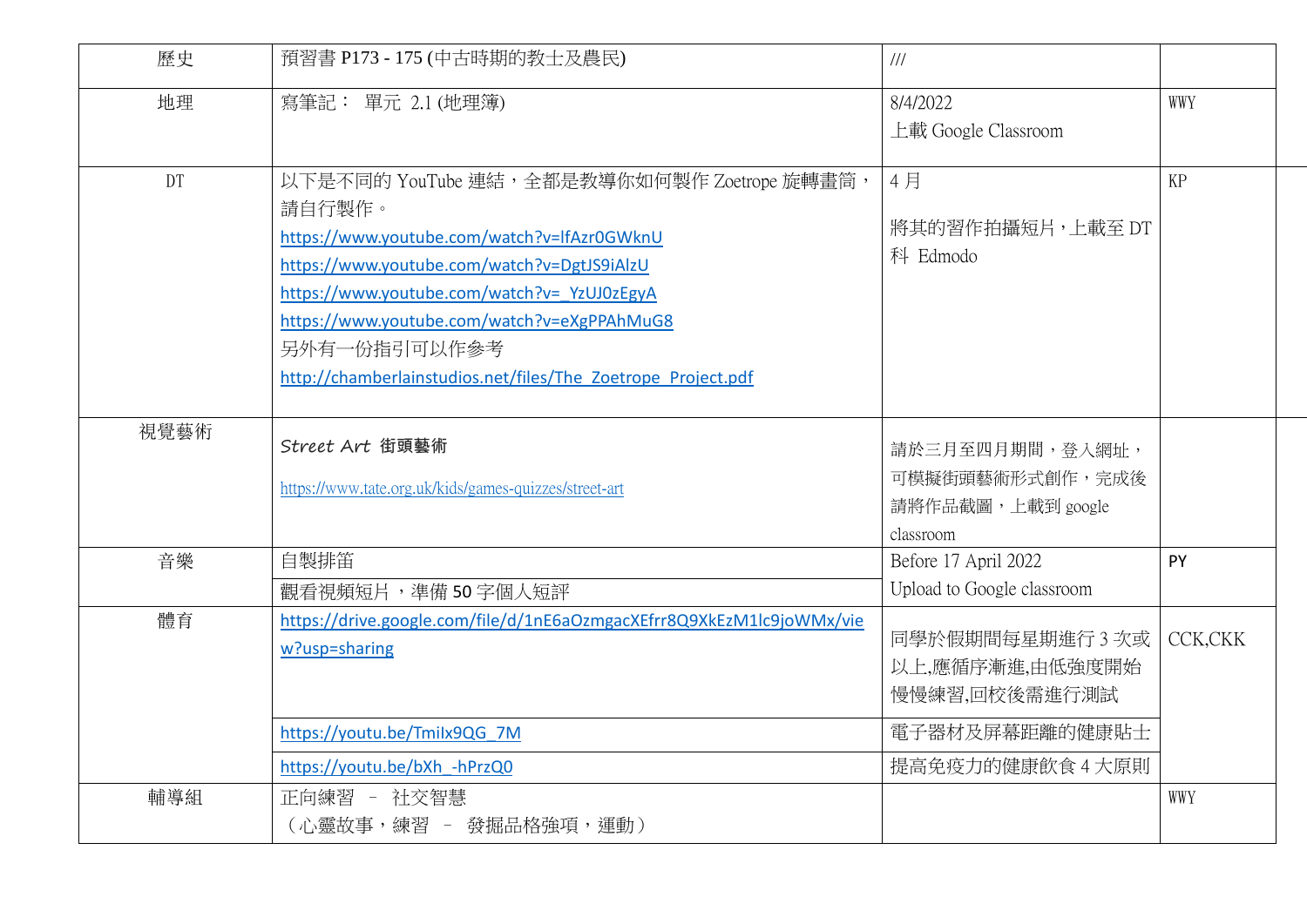| 歷史 | 預習書 P173 - 175 (中古時期的教士及農民) | /// | |
|---|---|---|---|
| 地理 | 寫筆記： 單元 2.1 (地理簿) | 8/4/2022<br>上載 Google Classroom | WWY |
| DT | 以下是不同的 YouTube 連結，全部是教導你如何製作 Zoetrope 旋轉畫筒，請自行製作。<br>https://www.youtube.com/watch?v=lfAzr0GWknU<br>https://www.youtube.com/watch?v=DgtJS9iAlzU<br>https://www.youtube.com/watch?v=_YzUJ0zEgyA<br>https://www.youtube.com/watch?v=eXgPPAhMuG8<br>另外有一份指引可以作參考<br>http://chamberlainstudios.net/files/The_Zoetrope_Project.pdf | 4 月<br><br>將其的習作拍攝短片，上載至 DT 科 Edmodo | KP |
| 視覺藝術 | *Street Art* **街頭藝術**<br><br>https://www.tate.org.uk/kids/games-quizzes/street-art | 請於三月至四月期間，登入網址，可模擬街頭藝術形式創作，完成後請將作品截圖，上載到 google classroom | |
| 音樂 | 自製排笛 | Before 17 April 2022<br>Upload to Google classroom | PY |
| | 觀看視頻短片，準備 50 字個人短評 | | |
| 體育 | https://drive.google.com/file/d/1nE6aOzmgacXEfrr8Q9XkEzM1lc9joWMx/view?usp=sharing | 同學於假期間每星期進行 3 次或以上,應循序漸進,由低強度開始慢慢練習,回校後需進行測試 | CCK,CKK |
| | https://youtu.be/TmiIx9QG_7M | 電子器材及屏幕距離的健康貼士 | |
| | https://youtu.be/bXh_-hPrzQ0 | 提高免疫力的健康飲食 4 大原則 | |
| 輔導組 | 正向練習 – 社交智慧<br>（心靈故事，練習 – 發掘品格強項，運動） | | WWY |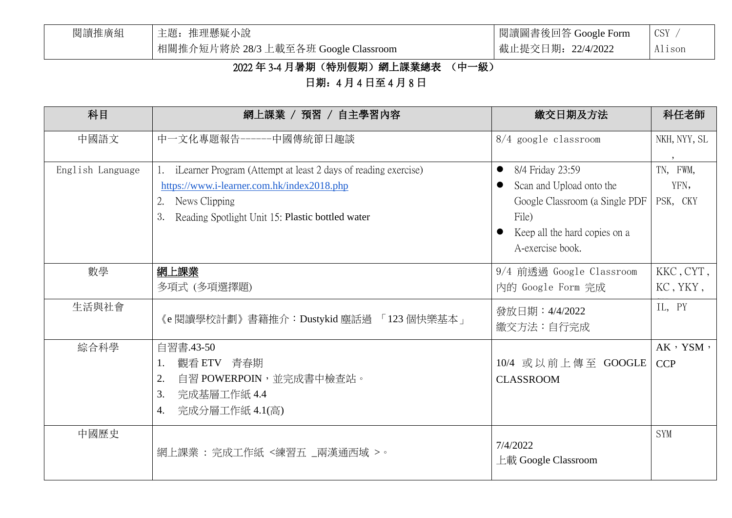| 閱讀推廣組 | 主題：推理懸疑小說<br>相關推介短片將於 28/3 上載至各班 Google Classroom | 閱讀圖書後回答 Google Form<br>截止提交日期：22/4/2022 | CSY /<br>Alison |
|---|---|---|---|

## 2022 年 3-4 月暑期（特別假期）網上課業總表 （中一級）

## 日期：4 月 4 日至 4 月 8 日

| 科目 | 網上課業 / 預習 / 自主學習內容 | 繳交日期及方法 | 科任老師 |
|---|---|---|---|
| 中國語文 | 中一文化專題報告------中國傳統節日趣談 | 8/4 google classroom | NKH, NYY, SL, |
| English Language | 1. iLearner Program (Attempt at least 2 days of reading exercise)<br>https://www.i-learner.com.hk/index2018.php<br>2. News Clipping<br>3. Reading Spotlight Unit 15: Plastic bottled water | ● 8/4 Friday 23:59<br>● Scan and Upload onto the Google Classroom (a Single PDF File)<br>● Keep all the hard copies on a A-exercise book. | TN, FWM, YFN, PSK, CKY |
| 數學 | **網上課業**<br>多項式 (多項選擇題) | 9/4 前透過 Google Classroom 內的 Google Form 完成 | KKC , CYT , KC , YKY , |
| 生活與社會 | 《e 閱讀學校計劃》書籍推介：Dustykid 塵話過 「123 個快樂基本」 | 發放日期：4/4/2022<br>繳交方法：自行完成 | IL, PY |
| 綜合科學 | 自習書.43-50<br>1. 觀看 ETV 青春期<br>2. 自習 POWERPOIN，並完成書中檢查站。<br>3. 完成基層工作紙 4.4<br>4. 完成分層工作紙 4.1(高) | 10/4 或以前上傳至 GOOGLE CLASSROOM | AK，YSM，CCP |
| 中國歷史 | 網上課業 ： 完成工作紙 <練習五 _兩漢通西域 >。 | 7/4/2022<br>上載 Google Classroom | SYM |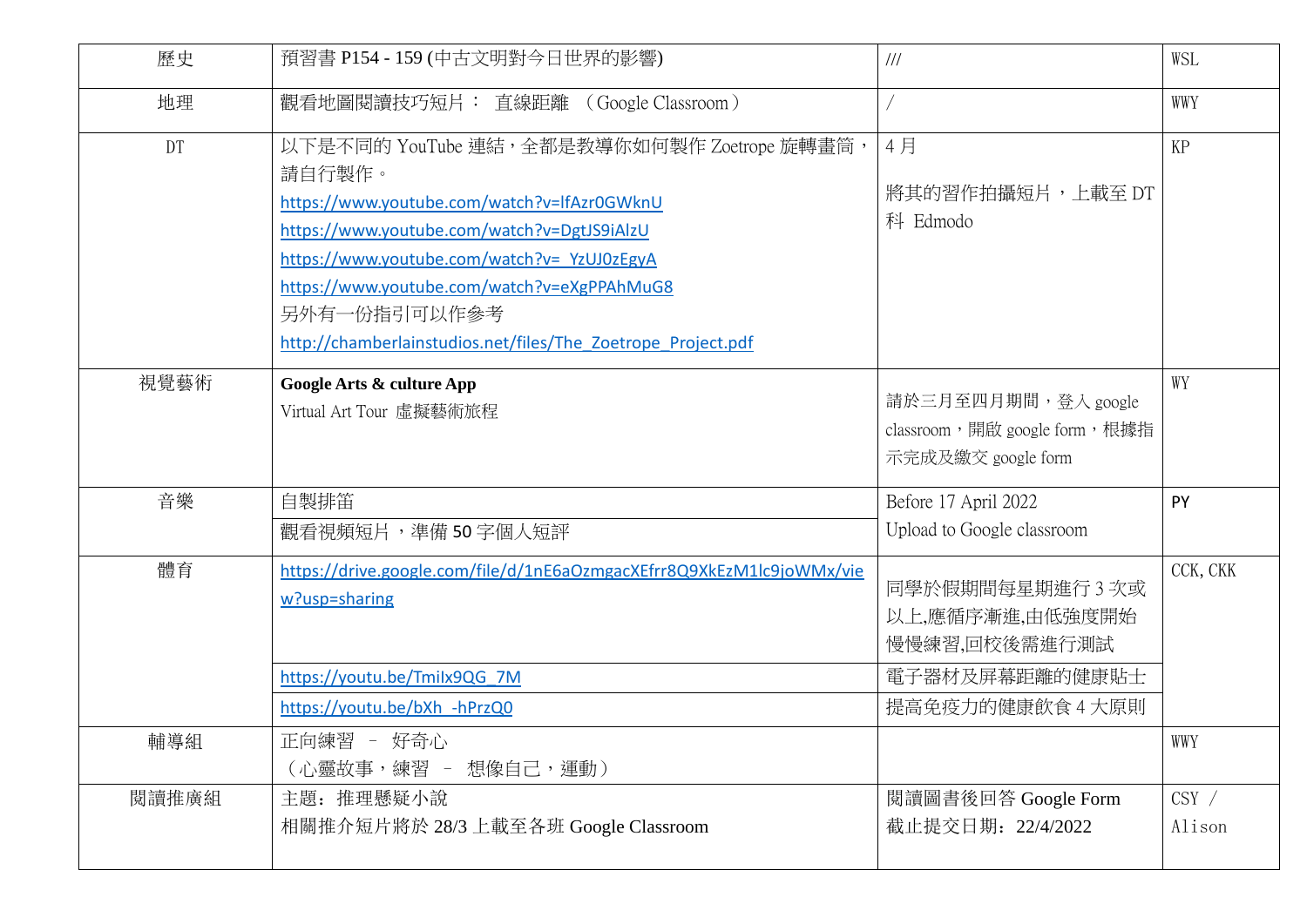| 歷史 | 預習書 P154 - 159 (中古文明對今日世界的影響) | /// | WSL |
|---|---|---|---|
| 地理 | 觀看地圖閱讀技巧短片： 直線距離 （Google Classroom） | / | WWY |
| DT | 以下是不同的 YouTube 連結，全都是教導你如何製作 Zoetrope 旋轉畫筒，請自行製作。<br>https://www.youtube.com/watch?v=lfAzr0GWknU<br>https://www.youtube.com/watch?v=DgtJS9iAlzU<br>https://www.youtube.com/watch?v=_YzUJ0zEgyA<br>https://www.youtube.com/watch?v=eXgPPAhMuG8<br>另外有一份指引可以作參考<br>http://chamberlainstudios.net/files/The_Zoetrope_Project.pdf | 4 月<br>將其的習作拍攝短片，上載至 DT 科 Edmodo | KP |
| 視覺藝術 | **Google Arts & culture App**<br>Virtual Art Tour 虛擬藝術旅程 | 請於三月至四月期間，登入 google classroom，開啟 google form，根據指示完成及繳交 google form | WY |
| 音樂 | 自製排笛<br>觀看視頻短片，準備 50 字個人短評 | Before 17 April 2022<br>Upload to Google classroom | PY |
| 體育 | https://drive.google.com/file/d/1nE6aOzmgacXEfrr8Q9XkEzM1lc9joWMx/view?usp=sharing | 同學於假期間每星期進行 3 次或以上,應循序漸進,由低強度開始慢慢練習,回校後需進行測試 | CCK, CKK |
| | https://youtu.be/TmiIx9QG_7M | 電子器材及屏幕距離的健康貼士 | |
| | https://youtu.be/bXh_-hPrzQ0 | 提高免疫力的健康飲食 4 大原則 | |
| 輔導組 | 正向練習 – 好奇心<br>（心靈故事，練習 – 想像自己，運動） | | WWY |
| 閱讀推廣組 | 主題：推理懸疑小說<br>相關推介短片將於 28/3 上載至各班 Google Classroom | 閱讀圖書後回答 Google Form<br>截止提交日期：22/4/2022 | CSY / Alison |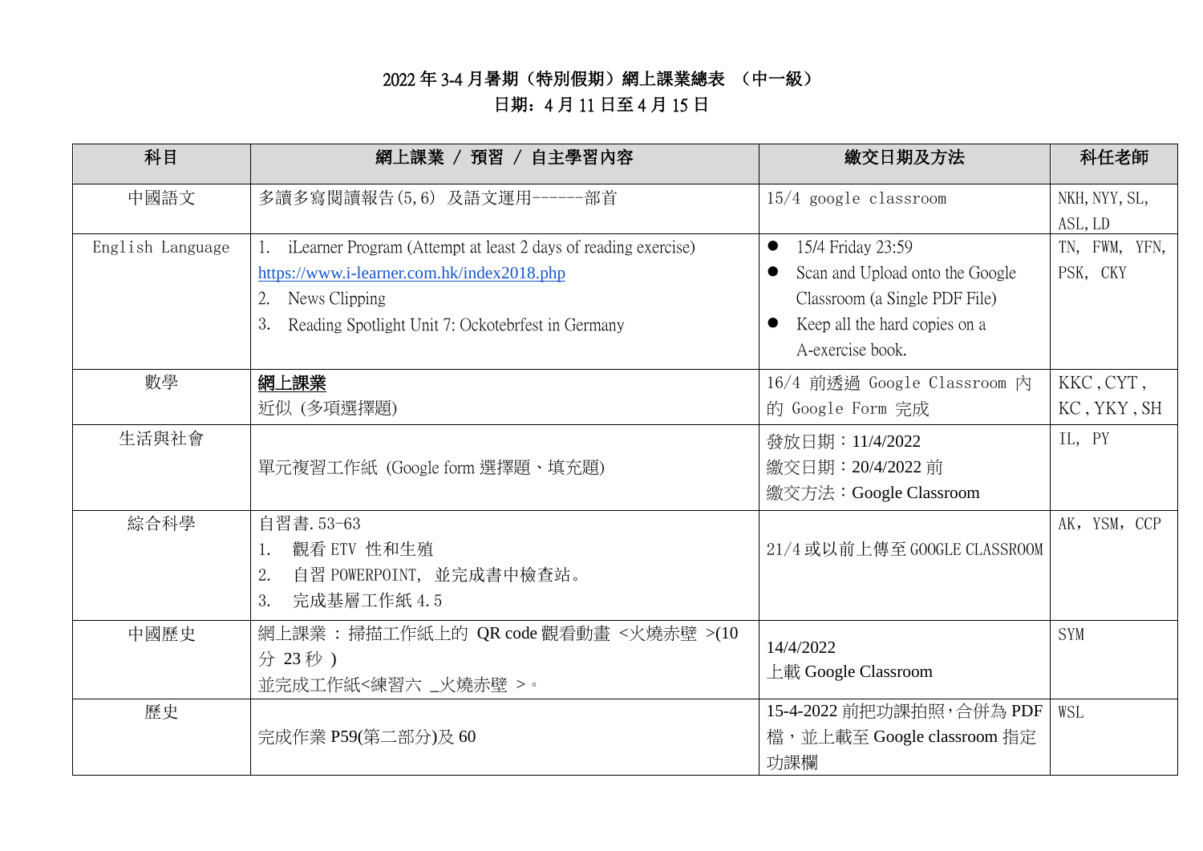# 2022 年 3-4 月暑期（特別假期）網上課業總表 （中一級）

## 日期：4 月 11 日至 4 月 15 日

| 科目 | 網上課業 / 預習 / 自主學習內容 | 繳交日期及方法 | 科任老師 |
|---|---|---|---|
| 中國語文 | 多讀多寫閱讀報告(5,6) 及語文運用------部首 | 15/4 google classroom | NKH,NYY,SL,ASL,LD |
| English Language | 1. iLearner Program (Attempt at least 2 days of reading exercise) https://www.i-learner.com.hk/index2018.php<br>2. News Clipping<br>3. Reading Spotlight Unit 7: Ockotebrfest in Germany | ● 15/4 Friday 23:59<br>● Scan and Upload onto the Google Classroom (a Single PDF File)<br>● Keep all the hard copies on a A-exercise book. | TN, FWM, YFN, PSK, CKY |
| 數學 | **網上課業**<br>近似 (多項選擇題) | 16/4 前透過 Google Classroom 內的 Google Form 完成 | KKC,CYT,KC,YKY,SH |
| 生活與社會 | 單元複習工作紙 (Google form 選擇題、填充題) | 發放日期：11/4/2022<br>繳交日期：20/4/2022 前<br>繳交方法：Google Classroom | IL, PY |
| 綜合科學 | 自習書.53-63<br>1. 觀看 ETV 性和生殖<br>2. 自習 POWERPOINT, 並完成書中檢查站。<br>3. 完成基層工作紙 4.5 | 21/4 或以前上傳至 GOOGLE CLASSROOM | AK, YSM, CCP |
| 中國歷史 | 網上課業 ：掃描工作紙上的 QR code 觀看動畫 <火燒赤壁 >(10 分 23 秒 )<br>並完成工作紙<練習六 _火燒赤壁 >。 | 14/4/2022<br>上載 Google Classroom | SYM |
| 歷史 | 完成作業 P59(第二部分)及 60 | 15-4-2022 前把功課拍照，合併為 PDF 檔，並上載至 Google classroom 指定功課欄 | WSL |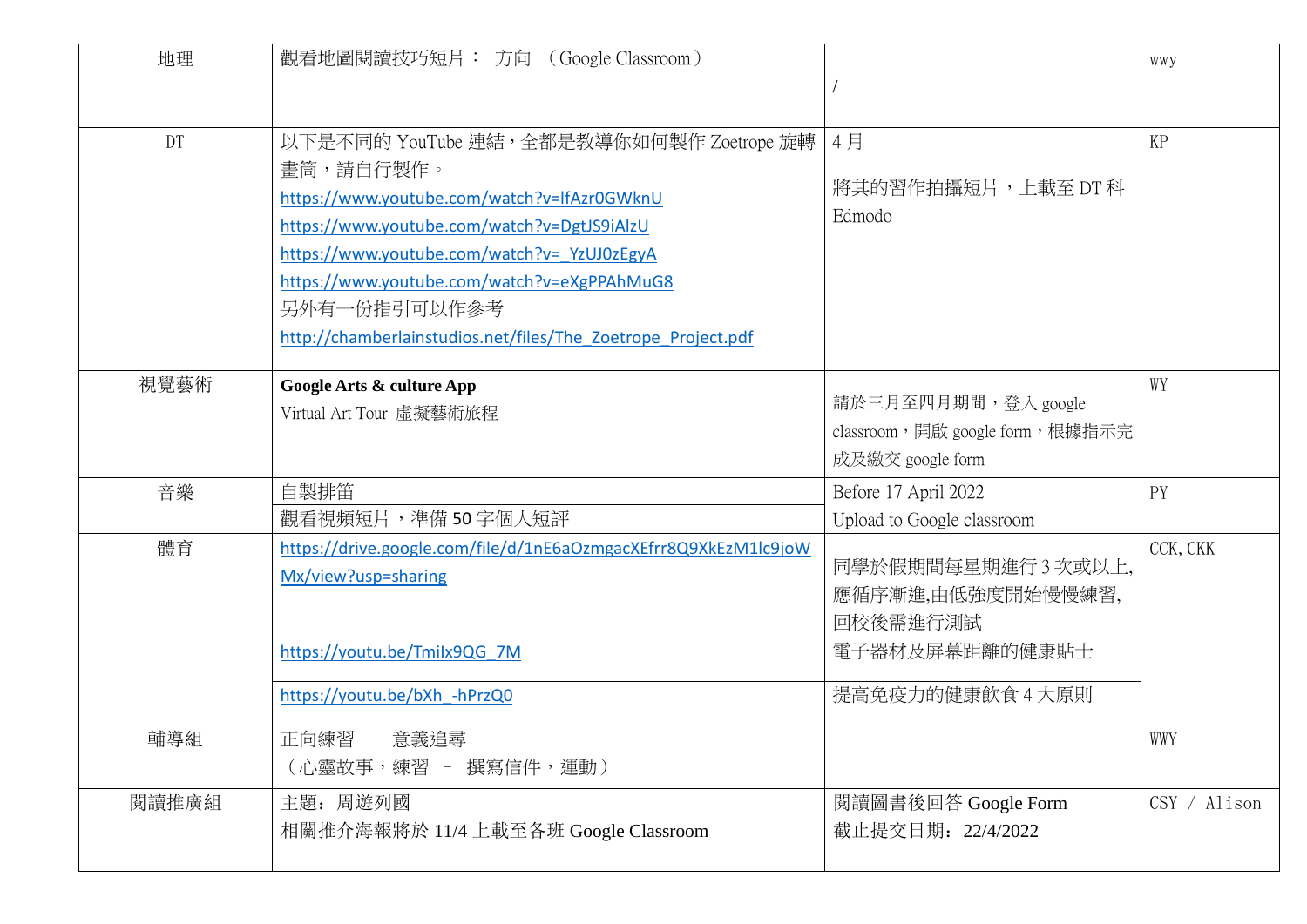| | | | |
|---|---|---|---|
| 地理 | 觀看地圖閱讀技巧短片： 方向 （Google Classroom） | / | wwy |
| DT | 以下是不同的 YouTube 連結，全都是教導你如何製作 Zoetrope 旋轉畫筒，請自行製作。<br>https://www.youtube.com/watch?v=lfAzr0GWknU<br>https://www.youtube.com/watch?v=DgtJS9iAlzU<br>https://www.youtube.com/watch?v=_YzUJ0zEgyA<br>https://www.youtube.com/watch?v=eXgPPAhMuG8<br>另外有一份指引可以作參考<br>http://chamberlainstudios.net/files/The_Zoetrope_Project.pdf | 4 月<br>將其的習作拍攝短片，上載至 DT 科 Edmodo | KP |
| 視覺藝術 | **Google Arts & culture App**<br>Virtual Art Tour 虛擬藝術旅程 | 請於三月至四月期間，登入 google classroom，開啟 google form，根據指示完成及繳交 google form | WY |
| 音樂 | 自製排笛<br>觀看視頻短片，準備 50 字個人短評 | Before 17 April 2022<br>Upload to Google classroom | PY |
| 體育 | https://drive.google.com/file/d/1nE6aOzmgacXEfrr8Q9XkEzM1lc9joWMx/view?usp=sharing | 同學於假期間每星期進行 3 次或以上,應循序漸進,由低強度開始慢慢練習,回校後需進行測試 | CCK, CKK |
| | https://youtu.be/TmiIx9QG_7M | 電子器材及屏幕距離的健康貼士 | |
| | https://youtu.be/bXh_-hPrzQ0 | 提高免疫力的健康飲食 4 大原則 | |
| 輔導組 | 正向練習 – 意義追尋<br>（心靈故事，練習 – 撰寫信件，運動） | | WWY |
| 閱讀推廣組 | 主題：周遊列國<br>相關推介海報將於 11/4 上載至各班 Google Classroom | 閱讀圖書後回答 Google Form<br>截止提交日期：22/4/2022 | CSY / Alison |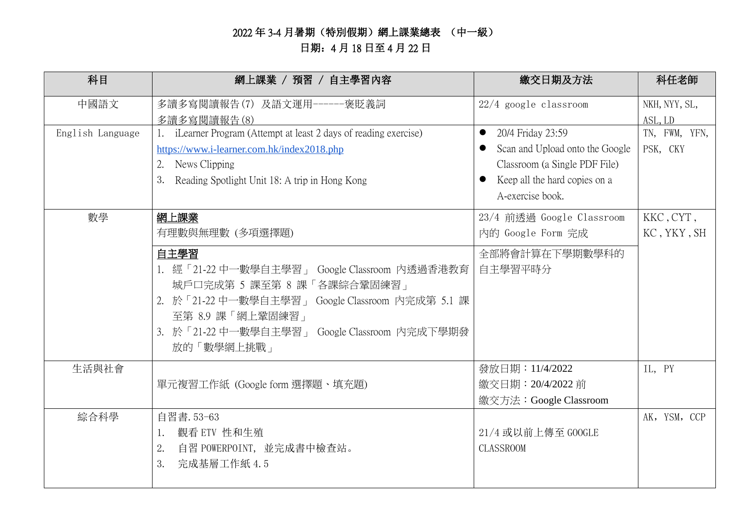# 2022 年 3-4 月暑期（特別假期）網上課業總表 （中一級）

## 日期：4 月 18 日至 4 月 22 日

| 科目 | 網上課業 / 預習 / 自主學習內容 | 繳交日期及方法 | 科任老師 |
|---|---|---|---|
| 中國語文 | 多讀多寫閱讀報告(7) 及語文運用------褒貶義詞<br>多讀多寫閱讀報告(8) | 22/4 google classroom | NKH, NYY, SL, ASL, LD |
| English Language | 1. iLearner Program (Attempt at least 2 days of reading exercise)<br>https://www.i-learner.com.hk/index2018.php<br>2. News Clipping<br>3. Reading Spotlight Unit 18: A trip in Hong Kong | ● 20/4 Friday 23:59<br>● Scan and Upload onto the Google Classroom (a Single PDF File)<br>● Keep all the hard copies on a A-exercise book. | TN, FWM, YFN, PSK, CKY |
| 數學 | **網上課業**<br>有理數與無理數 (多項選擇題) | 23/4 前透過 Google Classroom 內的 Google Form 完成 | KKC , CYT , KC , YKY , SH |
| | **自主學習**<br>1. 經「21-22 中一數學自主學習」 Google Classroom 內透過香港教育城戶口完成第 5 課至第 8 課「各課綜合鞏固練習」<br>2. 於「21-22 中一數學自主學習」 Google Classroom 內完成第 5.1 課至第 8.9 課「網上鞏固練習」<br>3. 於「21-22 中一數學自主學習」 Google Classroom 內完成下學期發放的「數學網上挑戰」 | 全部將會計算在下學期數學科的自主學習平時分 | |
| 生活與社會 | 單元複習工作紙 (Google form 選擇題、填充題) | 發放日期：11/4/2022<br>繳交日期：20/4/2022 前<br>繳交方法：Google Classroom | IL, PY |
| 綜合科學 | 自習書. 53-63<br>1. 觀看 ETV 性和生殖<br>2. 自習 POWERPOINT, 並完成書中檢查站。<br>3. 完成基層工作紙 4.5 | 21/4 或以前上傳至 GOOGLE CLASSROOM | AK, YSM, CCP |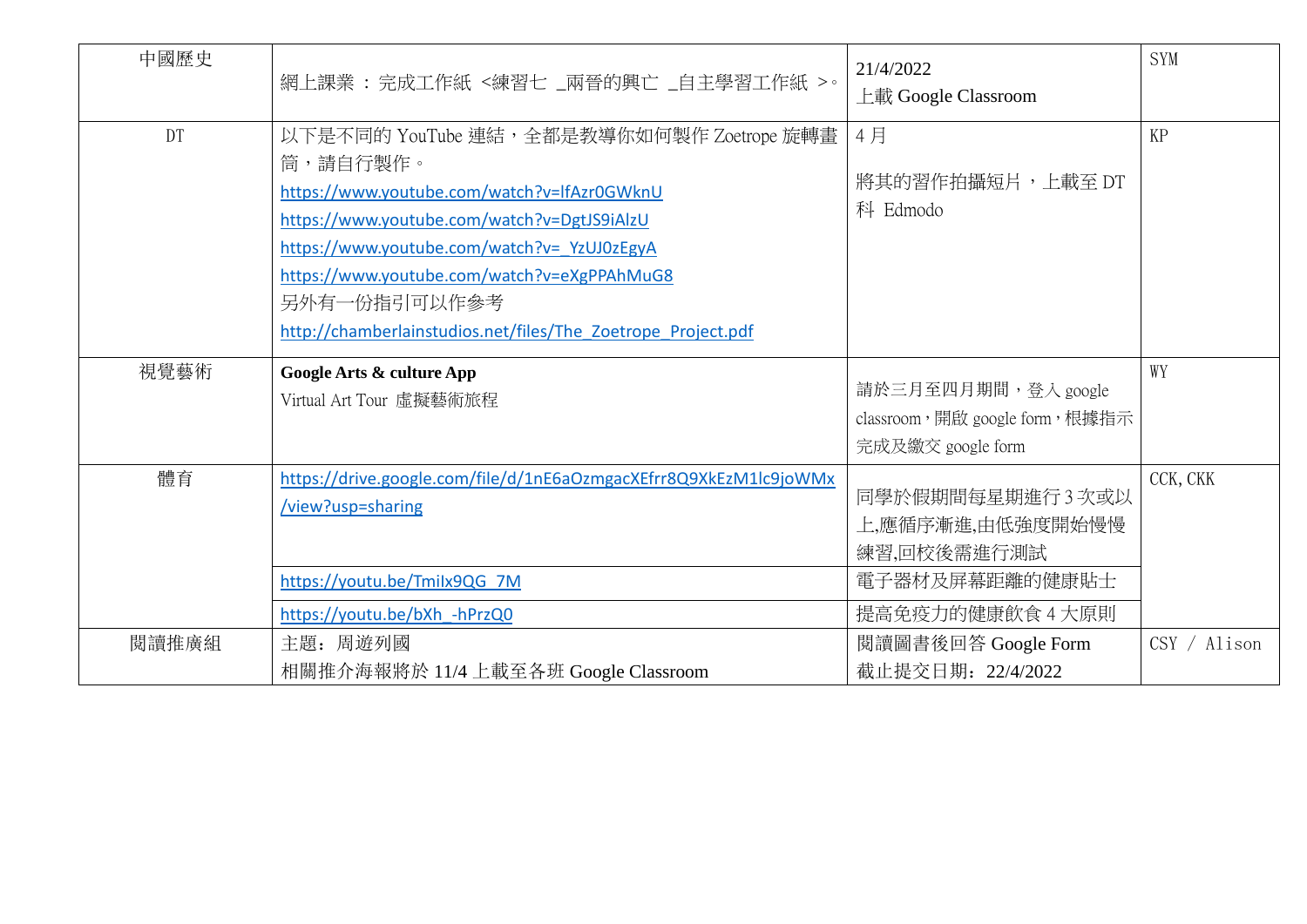| 中國歷史 | 網上課業 ： 完成工作紙 <練習七 _兩晉的興亡 _自主學習工作紙 >。 | 21/4/2022<br>上載 Google Classroom | SYM |
|---|---|---|---|
| DT | 以下是不同的 YouTube 連結，全都是教導你如何製作 Zoetrope 旋轉畫筒，請自行製作。<br>https://www.youtube.com/watch?v=lfAzr0GWknU<br>https://www.youtube.com/watch?v=DgtJS9iAlzU<br>https://www.youtube.com/watch?v=_YzUJ0zEgyA<br>https://www.youtube.com/watch?v=eXgPPAhMuG8<br>另外有一份指引可以作參考<br>http://chamberlainstudios.net/files/The_Zoetrope_Project.pdf | 4 月<br>將其的習作拍攝短片，上載至 DT 科 Edmodo | KP |
| 視覺藝術 | **Google Arts & culture App**<br>Virtual Art Tour 虛擬藝術旅程 | 請於三月至四月期間，登入 google classroom，開啟 google form，根據指示完成及繳交 google form | WY |
| 體育 | https://drive.google.com/file/d/1nE6aOzmgacXEfrr8Q9XkEzM1lc9joWMx/view?usp=sharing | 同學於假期間每星期進行 3 次或以上,應循序漸進,由低強度開始慢慢練習,回校後需進行測試 | CCK, CKK |
| | https://youtu.be/TmiIx9QG_7M | 電子器材及屏幕距離的健康貼士 | |
| | https://youtu.be/bXh_-hPrzQ0 | 提高免疫力的健康飲食 4 大原則 | |
| 閱讀推廣組 | 主題：周遊列國<br>相關推介海報將於 11/4 上載至各班 Google Classroom | 閱讀圖書後回答 Google Form<br>截止提交日期：22/4/2022 | CSY / Alison |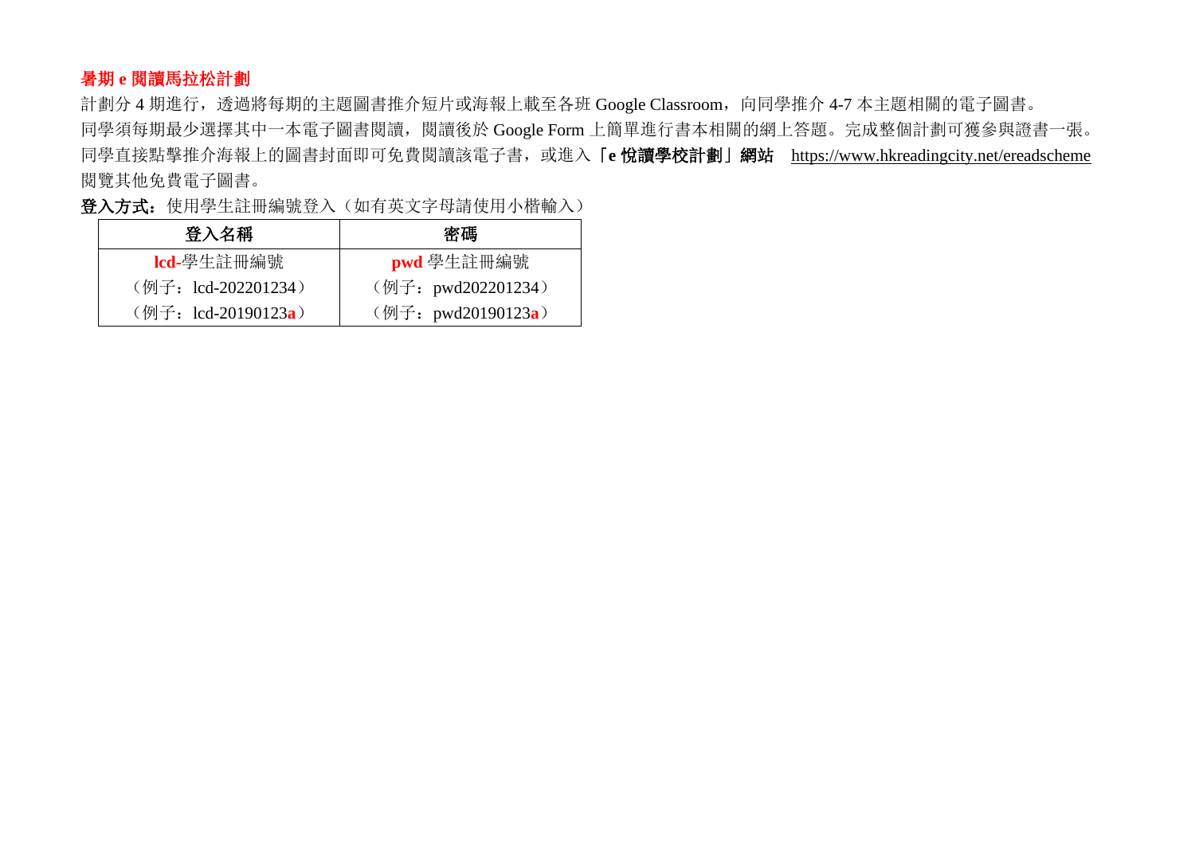**暑期 e 閱讀馬拉松計劃**

計劃分 4 期進行，透過將每期的主題圖書推介短片或海報上載至各班 Google Classroom，向同學推介 4-7 本主題相關的電子圖書。
同學須每期最少選擇其中一本電子圖書閱讀，閱讀後於 Google Form 上簡單進行書本相關的網上答題。完成整個計劃可獲參與證書一張。
同學直接點擊推介海報上的圖書封面即可免費閱讀該電子書，或進入**「e 悅讀學校計劃」網站** https://www.hkreadingcity.net/ereadscheme 閱覽其他免費電子圖書。

**登入方式：**使用學生註冊編號登入（如有英文字母請使用小楷輸入）

| 登入名稱 | 密碼 |
| --- | --- |
| **lcd-**學生註冊編號 | **pwd** 學生註冊編號 |
| （例子：lcd-202201234） | （例子：pwd202201234） |
| （例子：lcd-20190123**a**） | （例子：pwd20190123**a**） |